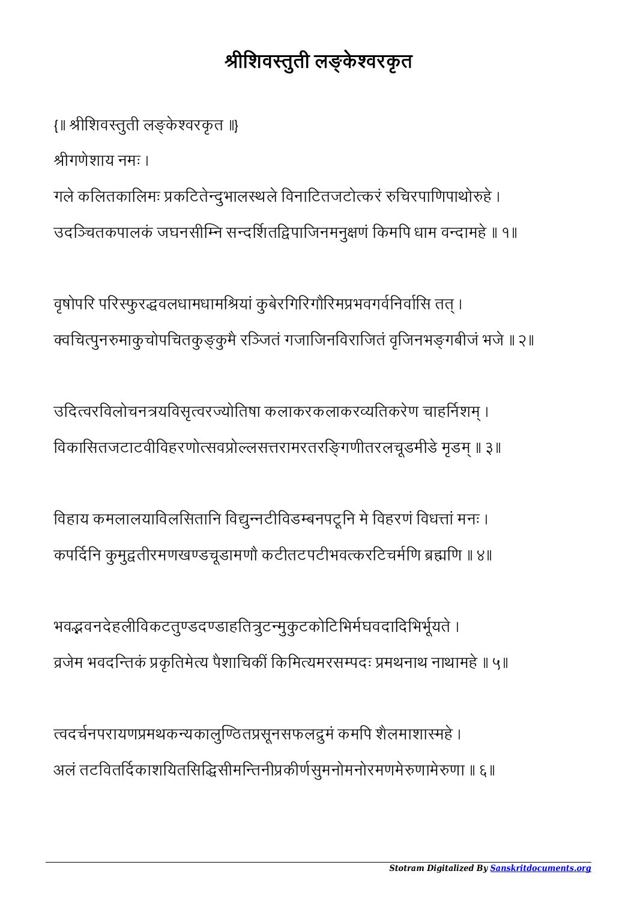# श्रीशिवस्तुती लङ्केश्वरकृत

{॥ श्रीशिवस्तुती लङ्केश्वरकृत ॥}

श्रीगणेशाय नमः ।

गले कलितकालिमः प्रकटितेन्दुभालस्थले विनाटितजटोत्करं रुचिरपाणिपाथोरुहे ।
उदञ्चितकपालकं जघनसीम्नि सन्दर्शितद्विपाजिनमनुक्षणं किमपि धाम वन्दामहे ॥ १॥

वृषोपरि परिस्फुरद्धवलधामधामश्रियां कुबेरगिरिगौरिमप्रभवगर्वनिर्वासि तत् ।
क्वचित्पुनरुमाकुचोपचितकुङ्कुमै रञ्जितं गजाजिनविराजितं वृजिनभङ्गबीजं भजे ॥ २॥

उदित्वरविलोचनत्रयविसृत्वरज्योतिषा कलाकरकलाकरव्यतिकरेण चाहर्निशम् ।
विकासितजटाटवीविहरणोत्सवप्रोल्लसत्तरामरतरङ्गिणीतरलचूडमीडे मृडम् ॥ ३॥

विहाय कमलालयाविलसितानि विद्युन्नटीविडम्बनपटूनि मे विहरणं विधत्तां मनः ।
कपर्दिनि कुमुद्वतीरमणखण्डचूडामणौ कटीतटपटीभवत्करटिचर्मणि ब्रह्मणि ॥ ४॥

भवद्भवनदेहलीविकटतुण्डदण्डाहतित्रुटन्मुकुटकोटिभिर्मघवदादिभिर्भूयते ।
व्रजेम भवदन्तिकं प्रकृतिमेत्य पैशाचिकीं किमित्यमरसम्पदः प्रमथनाथ नाथामहे ॥ ५॥

त्वदर्चनपरायणप्रमथकन्यकालुण्ठितप्रसूनसफलद्रुमं कमपि शैलमाशास्महे ।
अलं तटवितर्दिकाशयितसिद्धिसीमन्तिनीप्रकीर्णसुमनोमनोरमणमेरुणामेरुणा ॥ ६॥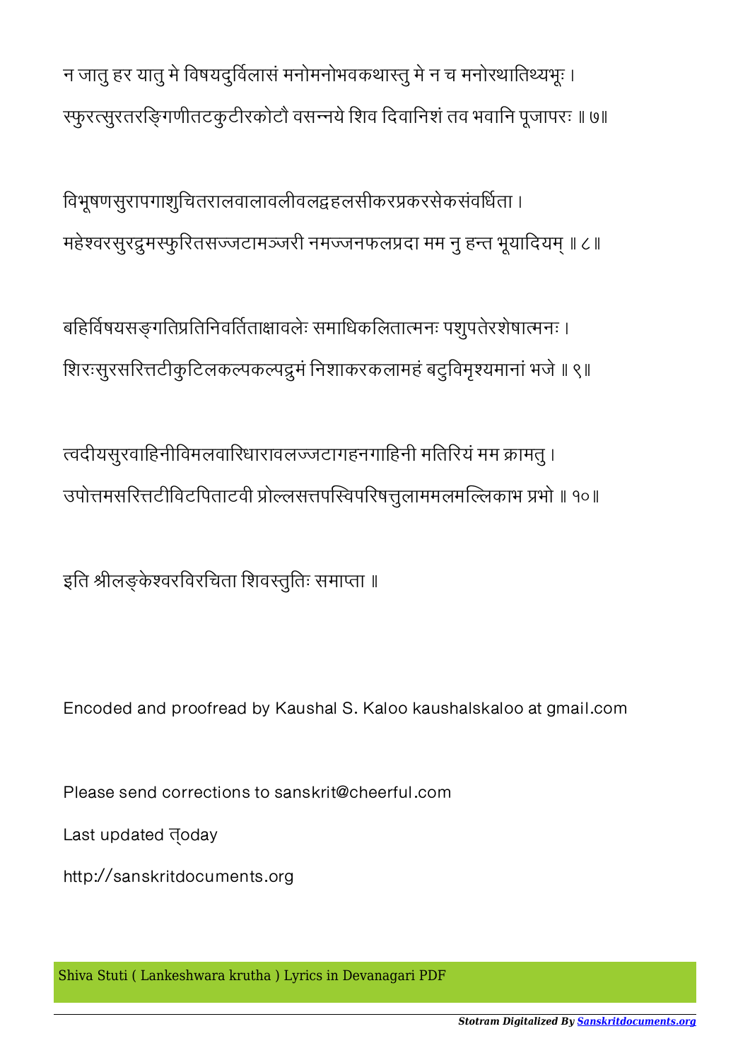न जातु हर यातु मे विषयदुर्विलासं मनोमनोभवकथास्तु मे न च मनोरथातिथ्यभूः ।
स्फुरत्सुरतरङ्गिणीतटकुटीरकोटौ वसन्नये शिव दिवानिशं तव भवानि पूजापरः ॥ ७॥

विभूषणसुरापगाशुचितरालवालावलीवलद्वहलसीकरप्रकरसेकसंवर्धिता ।
महेश्वरसुरद्रुमस्फुरितसज्जटामञ्जरी नमज्जनफलप्रदा मम नु हन्त भूयादियम् ॥ ८॥

बहिर्विषयसङ्गतिप्रतिनिवर्तिताक्षावलेः समाधिकलितात्मनः पशुपतेरशेषात्मनः ।
शिरःसुरसरित्तटीकुटिलकल्पकल्पद्रुमं निशाकरकलामहं बटुविमृश्यमानां भजे ॥ ९॥

त्वदीयसुरवाहिनीविमलवारिधारावलज्जटागहनगाहिनी मतिरियं मम क्रामतु ।
उपोत्तमसरित्तटीविटपिताटवी प्रोल्लसत्तपस्विपरिषत्तुलाममलमल्लिकाभ प्रभो ॥ १०॥

इति श्रीलङ्केश्वरविरचिता शिवस्तुतिः समाप्ता ॥

Encoded and proofread by Kaushal S. Kaloo kaushalskaloo at gmail.com

Please send corrections to sanskrit@cheerful.com

Last updated today

http://sanskritdocuments.org

Shiva Stuti ( Lankeshwara krutha ) Lyrics in Devanagari PDF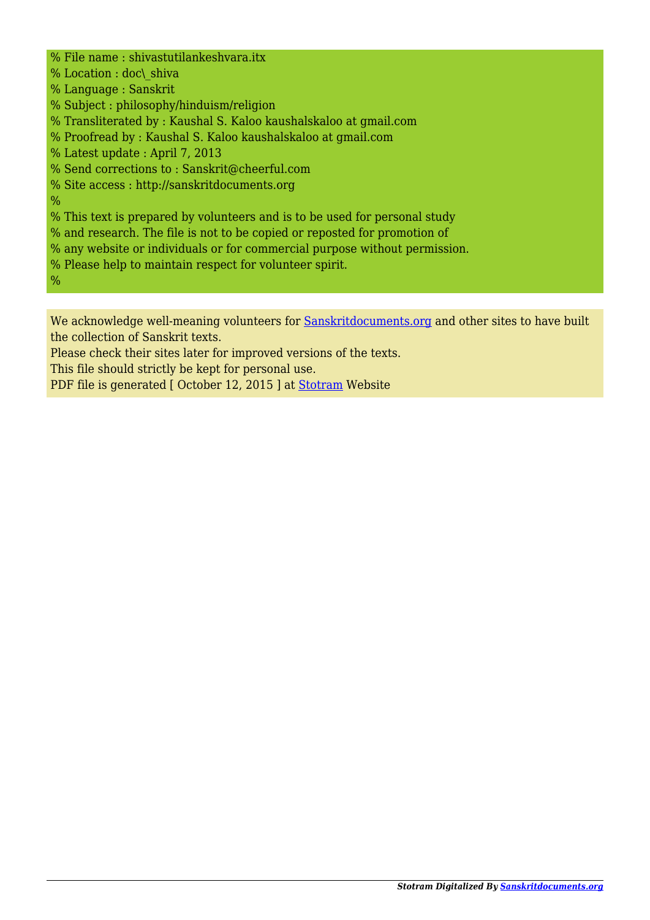% File name : shivastutilankeshvara.itx
% Location : doc\_shiva
% Language : Sanskrit
% Subject : philosophy/hinduism/religion
% Transliterated by : Kaushal S. Kaloo kaushalskaloo at gmail.com
% Proofread by : Kaushal S. Kaloo kaushalskaloo at gmail.com
% Latest update : April 7, 2013
% Send corrections to : Sanskrit@cheerful.com
% Site access : http://sanskritdocuments.org
%
% This text is prepared by volunteers and is to be used for personal study
% and research. The file is not to be copied or reposted for promotion of
% any website or individuals or for commercial purpose without permission.
% Please help to maintain respect for volunteer spirit.
%

We acknowledge well-meaning volunteers for Sanskritdocuments.org and other sites to have built the collection of Sanskrit texts.
Please check their sites later for improved versions of the texts.
This file should strictly be kept for personal use.
PDF file is generated [ October 12, 2015 ] at Stotram Website